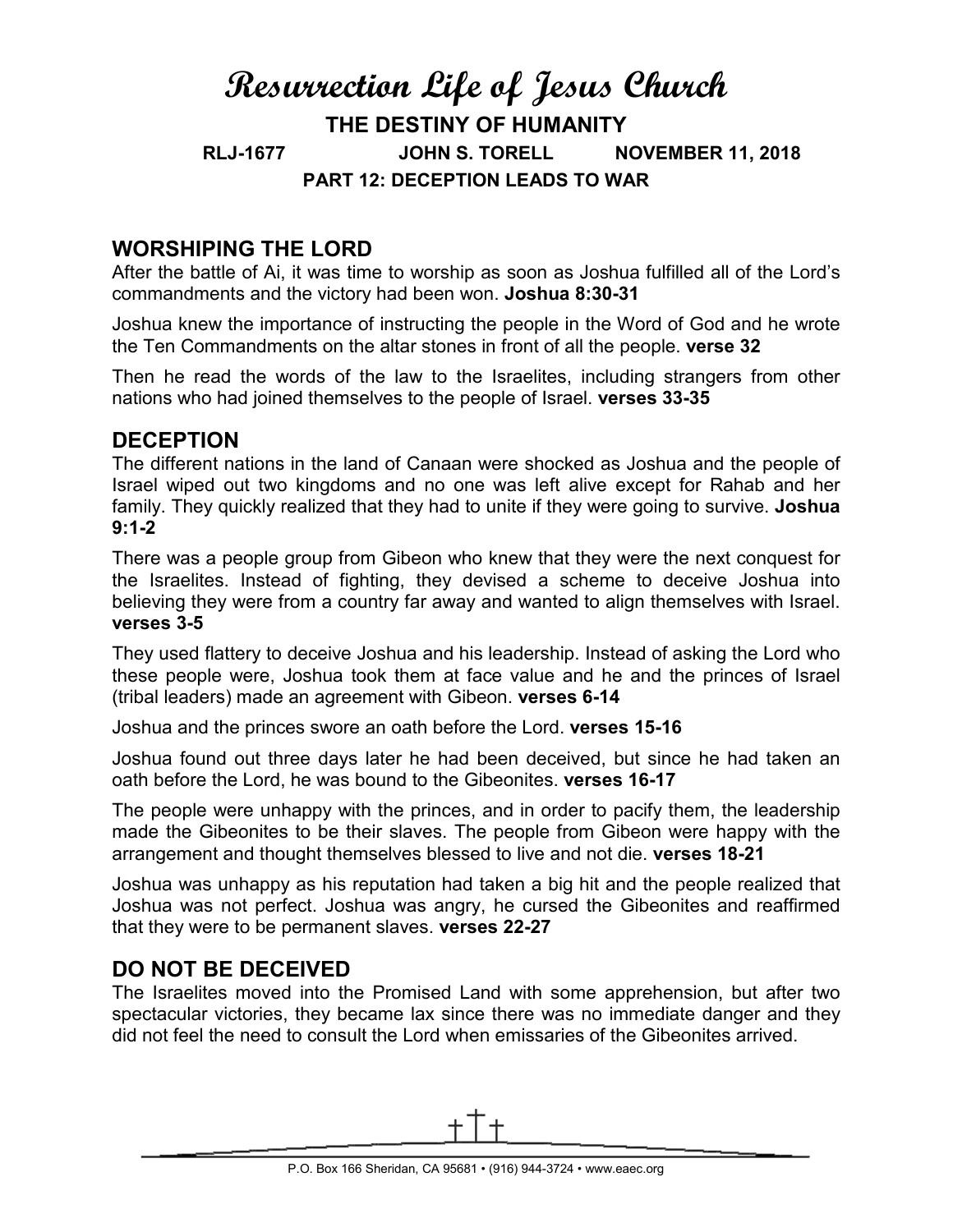# Resurrection Life of Jesus Church

## THE DESTINY OF HUMANITY

**RLJ-1677 JOHN S. TORELL NOVEMBER 11, 2018**

**PART 12: DECEPTION LEADS TO WAR**

## WORSHIPING THE LORD

After the battle of Ai, it was time to worship as soon as Joshua fulfilled all of the Lord's commandments and the victory had been won. **Joshua 8:30-31**

Joshua knew the importance of instructing the people in the Word of God and he wrote the Ten Commandments on the altar stones in front of all the people. **verse 32**

Then he read the words of the law to the Israelites, including strangers from other nations who had joined themselves to the people of Israel. **verses 33-35**

## DECEPTION

The different nations in the land of Canaan were shocked as Joshua and the people of Israel wiped out two kingdoms and no one was left alive except for Rahab and her family. They quickly realized that they had to unite if they were going to survive. **Joshua 9:1-2**

There was a people group from Gibeon who knew that they were the next conquest for the Israelites. Instead of fighting, they devised a scheme to deceive Joshua into believing they were from a country far away and wanted to align themselves with Israel. **verses 3-5**

They used flattery to deceive Joshua and his leadership. Instead of asking the Lord who these people were, Joshua took them at face value and he and the princes of Israel (tribal leaders) made an agreement with Gibeon. **verses 6-14**

Joshua and the princes swore an oath before the Lord. **verses 15-16**

Joshua found out three days later he had been deceived, but since he had taken an oath before the Lord, he was bound to the Gibeonites. **verses 16-17**

The people were unhappy with the princes, and in order to pacify them, the leadership made the Gibeonites to be their slaves. The people from Gibeon were happy with the arrangement and thought themselves blessed to live and not die. **verses 18-21**

Joshua was unhappy as his reputation had taken a big hit and the people realized that Joshua was not perfect. Joshua was angry, he cursed the Gibeonites and reaffirmed that they were to be permanent slaves. **verses 22-27**

## DO NOT BE DECEIVED

The Israelites moved into the Promised Land with some apprehension, but after two spectacular victories, they became lax since there was no immediate danger and they did not feel the need to consult the Lord when emissaries of the Gibeonites arrived.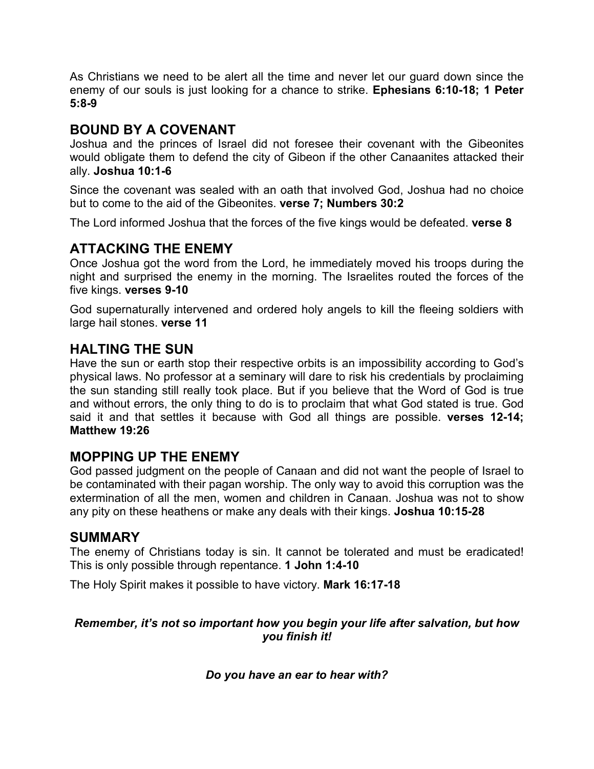As Christians we need to be alert all the time and never let our guard down since the enemy of our souls is just looking for a chance to strike. **Ephesians 6:10-18; 1 Peter 5:8-9**

## BOUND BY A COVENANT

Joshua and the princes of Israel did not foresee their covenant with the Gibeonites would obligate them to defend the city of Gibeon if the other Canaanites attacked their ally. **Joshua 10:1-6**

Since the covenant was sealed with an oath that involved God, Joshua had no choice but to come to the aid of the Gibeonites. **verse 7; Numbers 30:2**

The Lord informed Joshua that the forces of the five kings would be defeated. **verse 8**

## ATTACKING THE ENEMY

Once Joshua got the word from the Lord, he immediately moved his troops during the night and surprised the enemy in the morning. The Israelites routed the forces of the five kings. **verses 9-10**

God supernaturally intervened and ordered holy angels to kill the fleeing soldiers with large hail stones. **verse 11**

## HALTING THE SUN

Have the sun or earth stop their respective orbits is an impossibility according to God's physical laws. No professor at a seminary will dare to risk his credentials by proclaiming the sun standing still really took place. But if you believe that the Word of God is true and without errors, the only thing to do is to proclaim that what God stated is true. God said it and that settles it because with God all things are possible. **verses 12-14; Matthew 19:26**

## MOPPING UP THE ENEMY

God passed judgment on the people of Canaan and did not want the people of Israel to be contaminated with their pagan worship. The only way to avoid this corruption was the extermination of all the men, women and children in Canaan. Joshua was not to show any pity on these heathens or make any deals with their kings. **Joshua 10:15-28**

## SUMMARY

The enemy of Christians today is sin. It cannot be tolerated and must be eradicated! This is only possible through repentance. **1 John 1:4-10**

The Holy Spirit makes it possible to have victory. **Mark 16:17-18**

***Remember, it's not so important how you begin your life after salvation, but how you finish it!***

***Do you have an ear to hear with?***